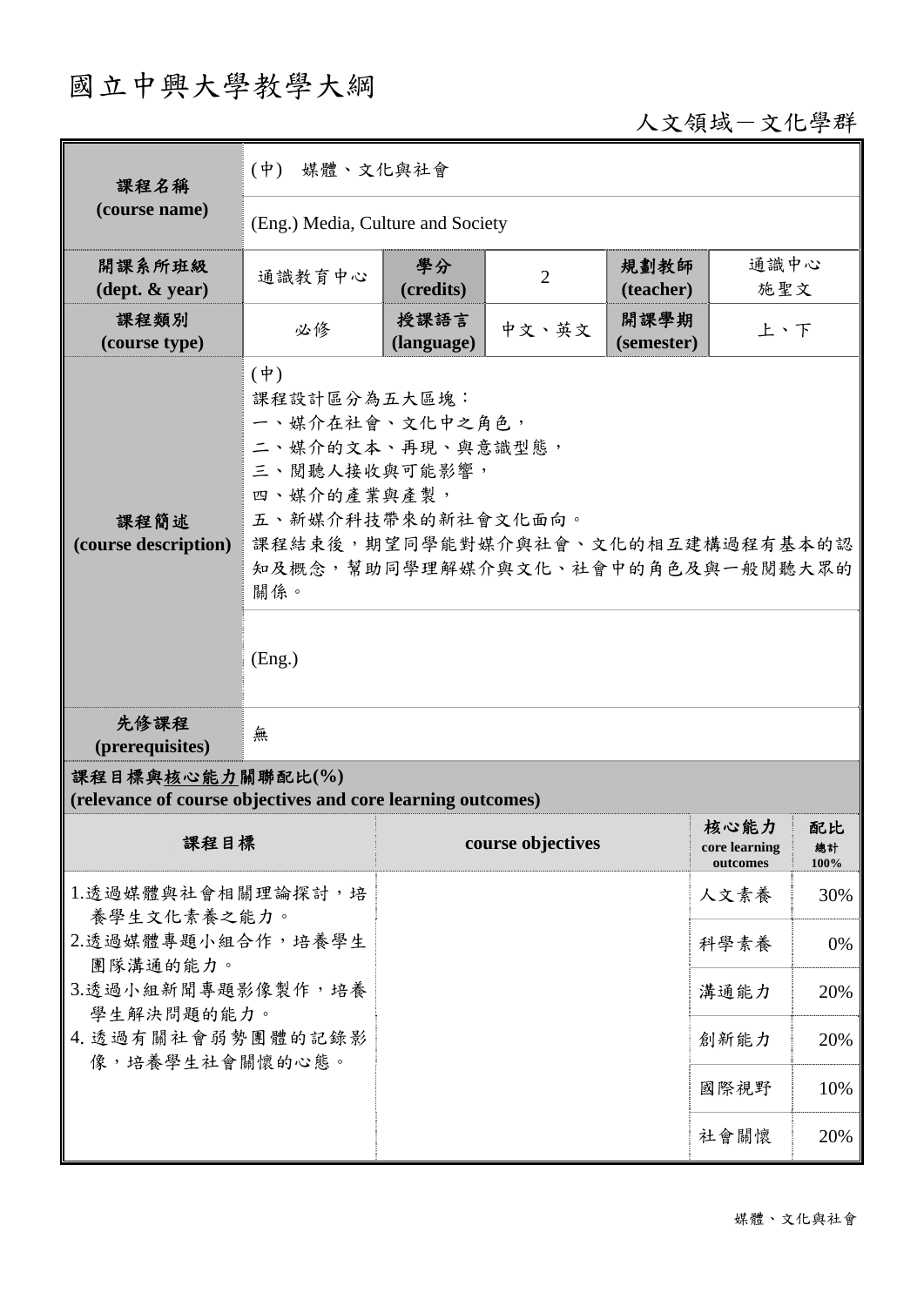# 國立中興大學教學大綱

人文領域－文化學群

| 課程名稱 (course name) | (中) 媒體、文化與社會 | | | | |
|---|---|---|---|---|---|
| | (Eng.) Media, Culture and Society | | | | |
| 開課系所班級 (dept. & year) | 通識教育中心 | 學分 (credits) | 2 | 規劃教師 (teacher) | 通識中心 施聖文 |
| 課程類別 (course type) | 必修 | 授課語言 (language) | 中文、英文 | 開課學期 (semester) | 上、下 |
| 課程簡述 (course description) | (中)<br>課程設計區分為五大區塊：<br>一、媒介在社會、文化中之角色，<br>二、媒介的文本、再現、與意識型態，<br>三、閱聽人接收與可能影響，<br>四、媒介的產業與產製，<br>五、新媒介科技帶來的新社會文化面向。<br>課程結束後，期望同學能對媒介與社會、文化的相互建構過程有基本的認知及概念，幫助同學理解媒介與文化、社會中的角色及與一般閱聽大眾的關係。 | | | | |
| | (Eng.) | | | | |
| 先修課程 (prerequisites) | 無 | | | | |

**課程目標與核心能力關聯配比(%)**
**(relevance of course objectives and core learning outcomes)**

| 課程目標 | course objectives | 核心能力 core learning outcomes | 配比 總計 100% |
|---|---|---|---|
| 1.透過媒體與社會相關理論探討，培養學生文化素養之能力。<br>2.透過媒體專題小組合作，培養學生團隊溝通的能力。<br>3.透過小組新聞專題影像製作，培養學生解決問題的能力。<br>4.透過有關社會弱勢團體的記錄影像，培養學生社會關懷的心態。 | | 人文素養 | 30% |
| | | 科學素養 | 0% |
| | | 溝通能力 | 20% |
| | | 創新能力 | 20% |
| | | 國際視野 | 10% |
| | | 社會關懷 | 20% |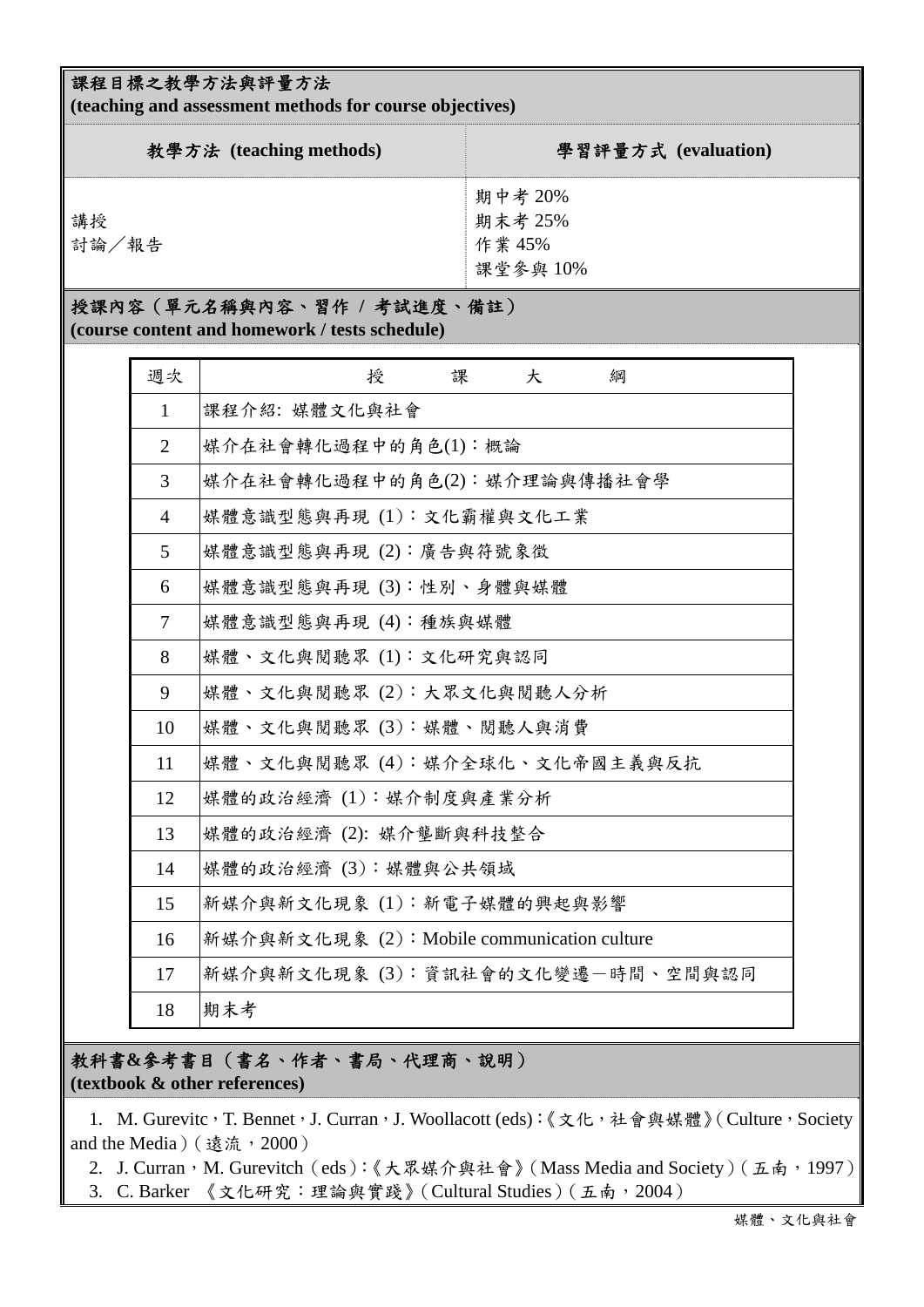**課程目標之教學方法與評量方法**
**(teaching and assessment methods for course objectives)**

| 教學方法 (teaching methods) | 學習評量方式 (evaluation) |
|---|---|
| 講授<br>討論／報告 | 期中考 20%<br>期末考 25%<br>作業 45%<br>課堂參與 10% |

**授課內容（單元名稱與內容、習作 / 考試進度、備註）**
**(course content and homework / tests schedule)**

| 週次 | 授　課　大　綱 |
|---|---|
| 1 | 課程介紹: 媒體文化與社會 |
| 2 | 媒介在社會轉化過程中的角色(1)：概論 |
| 3 | 媒介在社會轉化過程中的角色(2)：媒介理論與傳播社會學 |
| 4 | 媒體意識型態與再現 (1)：文化霸權與文化工業 |
| 5 | 媒體意識型態與再現 (2)：廣告與符號象徵 |
| 6 | 媒體意識型態與再現 (3)：性別、身體與媒體 |
| 7 | 媒體意識型態與再現 (4)：種族與媒體 |
| 8 | 媒體、文化與閱聽眾 (1)：文化研究與認同 |
| 9 | 媒體、文化與閱聽眾 (2)：大眾文化與閱聽人分析 |
| 10 | 媒體、文化與閱聽眾 (3)：媒體、閱聽人與消費 |
| 11 | 媒體、文化與閱聽眾 (4)：媒介全球化、文化帝國主義與反抗 |
| 12 | 媒體的政治經濟 (1)：媒介制度與產業分析 |
| 13 | 媒體的政治經濟 (2): 媒介壟斷與科技整合 |
| 14 | 媒體的政治經濟 (3)：媒體與公共領域 |
| 15 | 新媒介與新文化現象 (1)：新電子媒體的興起與影響 |
| 16 | 新媒介與新文化現象 (2)：Mobile communication culture |
| 17 | 新媒介與新文化現象 (3)：資訊社會的文化變遷－時間、空間與認同 |
| 18 | 期末考 |

**教科書&參考書目（書名、作者、書局、代理商、說明）**
**(textbook & other references)**

1. M. Gurevitc，T. Bennet，J. Curran，J. Woollacott (eds)：《文化，社會與媒體》(Culture，Society and the Media)（遠流，2000）
2. J. Curran，M. Gurevitch（eds）:《大眾媒介與社會》(Mass Media and Society)（五南，1997）
3. C. Barker 《文化研究：理論與實踐》(Cultural Studies)（五南，2004）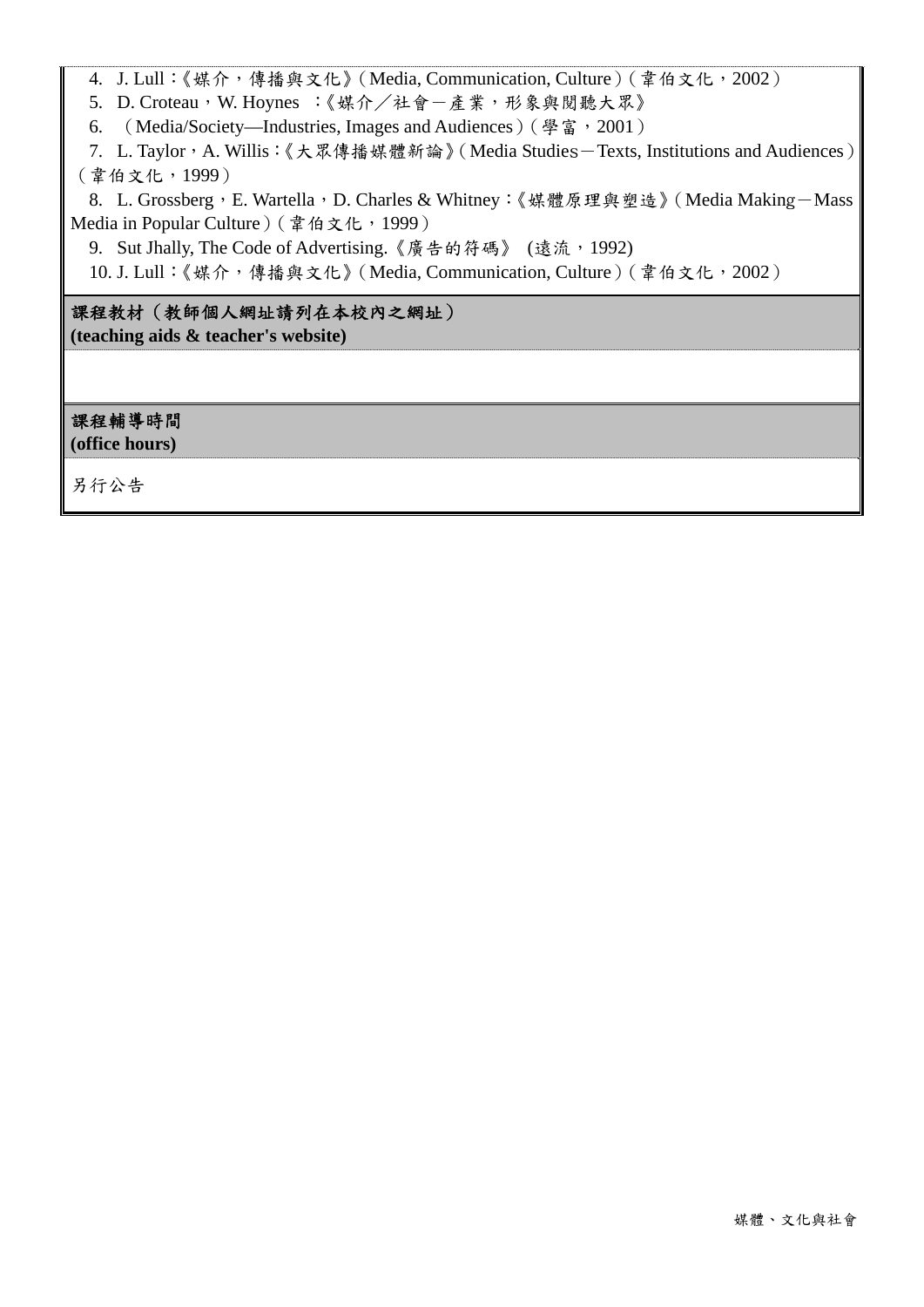4. J. Lull：《媒介，傳播與文化》（Media, Communication, Culture）（韋伯文化，2002）
5. D. Croteau，W. Hoynes ：《媒介／社會－產業，形象與閱聽大眾》
6. （Media/Society—Industries, Images and Audiences）（學富，2001）
7. L. Taylor，A. Willis：《大眾傳播媒體新論》（Media Studies－Texts, Institutions and Audiences）（韋伯文化，1999）
8. L. Grossberg，E. Wartella，D. Charles & Whitney：《媒體原理與塑造》（Media Making－Mass Media in Popular Culture）（韋伯文化，1999）
9. Sut Jhally, The Code of Advertising.《廣告的符碼》 (遠流，1992)
10. J. Lull：《媒介，傳播與文化》（Media, Communication, Culture）（韋伯文化，2002）

**課程教材（教師個人網址請列在本校內之網址）**
**(teaching aids & teacher's website)**

**課程輔導時間**
**(office hours)**

另行公告